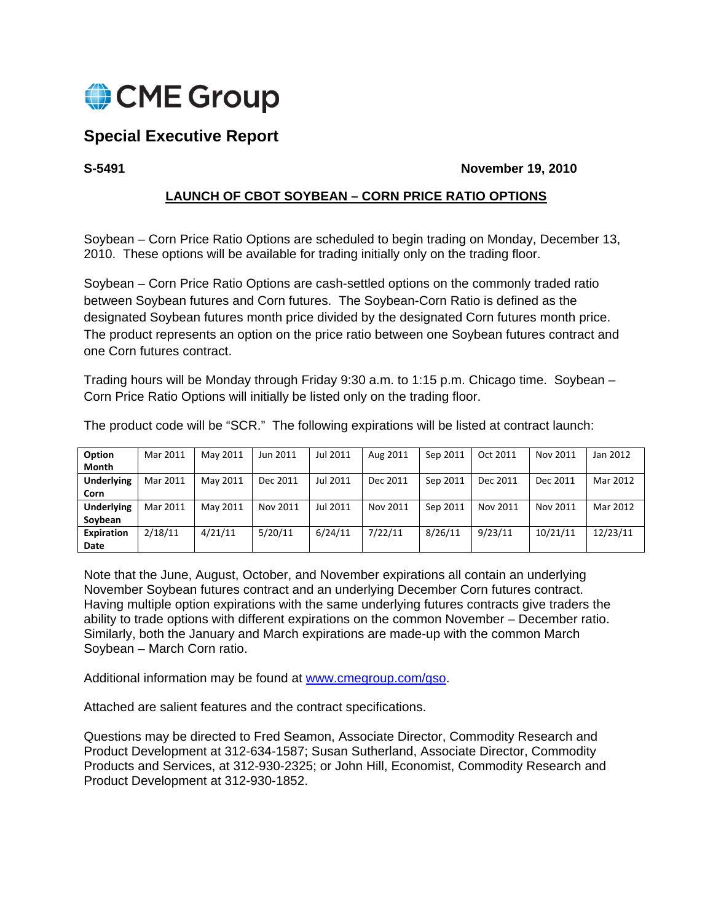# CME Group

## Special Executive Report

**S-5491** **November 19, 2010**

**LAUNCH OF CBOT SOYBEAN – CORN PRICE RATIO OPTIONS**

Soybean – Corn Price Ratio Options are scheduled to begin trading on Monday, December 13, 2010. These options will be available for trading initially only on the trading floor.

Soybean – Corn Price Ratio Options are cash-settled options on the commonly traded ratio between Soybean futures and Corn futures. The Soybean-Corn Ratio is defined as the designated Soybean futures month price divided by the designated Corn futures month price. The product represents an option on the price ratio between one Soybean futures contract and one Corn futures contract.

Trading hours will be Monday through Friday 9:30 a.m. to 1:15 p.m. Chicago time. Soybean – Corn Price Ratio Options will initially be listed only on the trading floor.

The product code will be "SCR." The following expirations will be listed at contract launch:

| Option Month | Mar 2011 | May 2011 | Jun 2011 | Jul 2011 | Aug 2011 | Sep 2011 | Oct 2011 | Nov 2011 | Jan 2012 |
|---|---|---|---|---|---|---|---|---|---|
| Underlying Corn | Mar 2011 | May 2011 | Dec 2011 | Jul 2011 | Dec 2011 | Sep 2011 | Dec 2011 | Dec 2011 | Mar 2012 |
| Underlying Soybean | Mar 2011 | May 2011 | Nov 2011 | Jul 2011 | Nov 2011 | Sep 2011 | Nov 2011 | Nov 2011 | Mar 2012 |
| Expiration Date | 2/18/11 | 4/21/11 | 5/20/11 | 6/24/11 | 7/22/11 | 8/26/11 | 9/23/11 | 10/21/11 | 12/23/11 |

Note that the June, August, October, and November expirations all contain an underlying November Soybean futures contract and an underlying December Corn futures contract. Having multiple option expirations with the same underlying futures contracts give traders the ability to trade options with different expirations on the common November – December ratio. Similarly, both the January and March expirations are made-up with the common March Soybean – March Corn ratio.

Additional information may be found at www.cmegroup.com/gso.

Attached are salient features and the contract specifications.

Questions may be directed to Fred Seamon, Associate Director, Commodity Research and Product Development at 312-634-1587; Susan Sutherland, Associate Director, Commodity Products and Services, at 312-930-2325; or John Hill, Economist, Commodity Research and Product Development at 312-930-1852.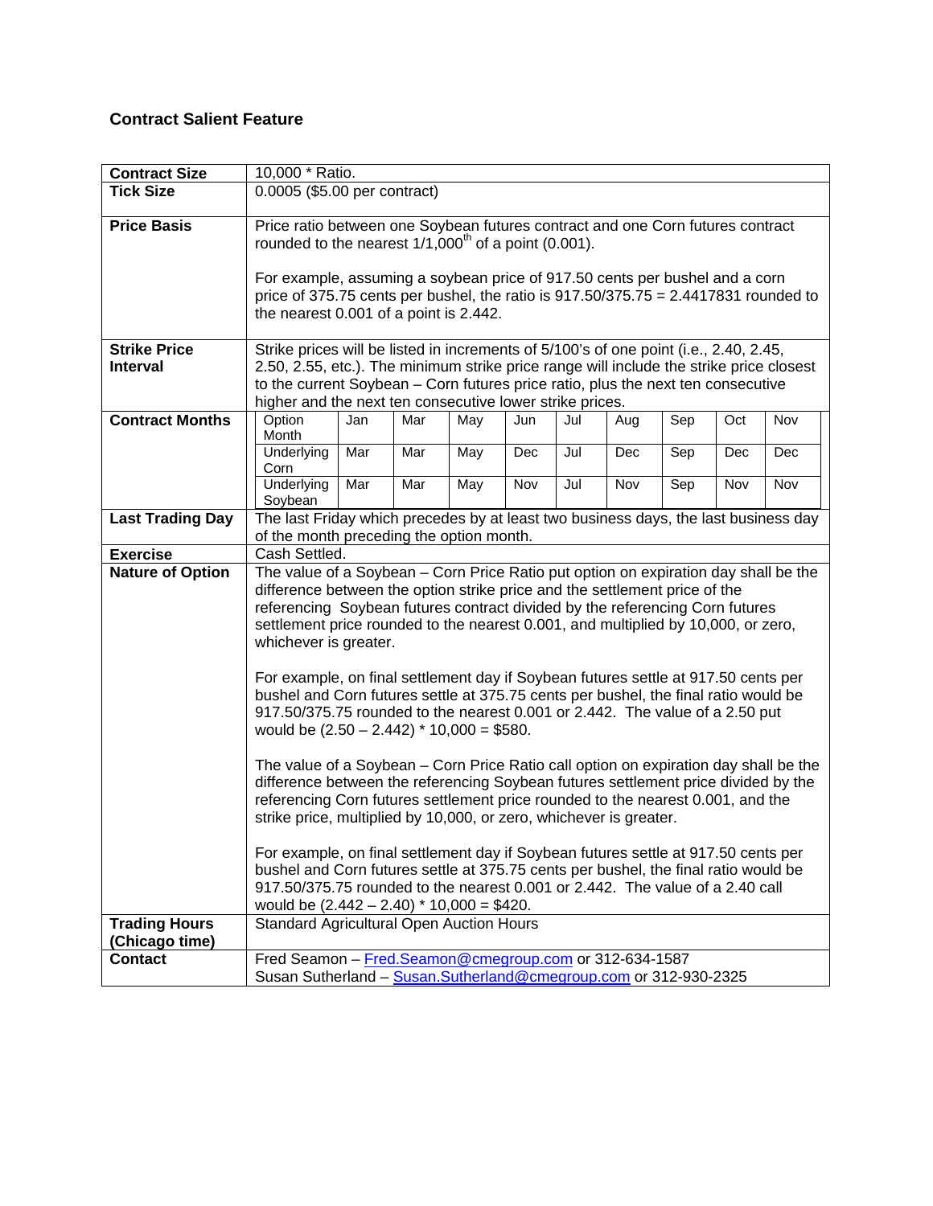## Contract Salient Feature

| | |
|---|---|
| **Contract Size** | 10,000 * Ratio. |
| **Tick Size** | 0.0005 ($5.00 per contract) |
| **Price Basis** | Price ratio between one Soybean futures contract and one Corn futures contract rounded to the nearest 1/1,000th of a point (0.001).<br><br>For example, assuming a soybean price of 917.50 cents per bushel and a corn price of 375.75 cents per bushel, the ratio is 917.50/375.75 = 2.4417831 rounded to the nearest 0.001 of a point is 2.442. |
| **Strike Price Interval** | Strike prices will be listed in increments of 5/100's of one point (i.e., 2.40, 2.45, 2.50, 2.55, etc.). The minimum strike price range will include the strike price closest to the current Soybean – Corn futures price ratio, plus the next ten consecutive higher and the next ten consecutive lower strike prices. |
| **Contract Months** | See table below |
| **Last Trading Day** | The last Friday which precedes by at least two business days, the last business day of the month preceding the option month. |
| **Exercise** | Cash Settled. |
| **Nature of Option** | The value of a Soybean – Corn Price Ratio put option on expiration day shall be the difference between the option strike price and the settlement price of the referencing Soybean futures contract divided by the referencing Corn futures settlement price rounded to the nearest 0.001, and multiplied by 10,000, or zero, whichever is greater.<br><br>For example, on final settlement day if Soybean futures settle at 917.50 cents per bushel and Corn futures settle at 375.75 cents per bushel, the final ratio would be 917.50/375.75 rounded to the nearest 0.001 or 2.442. The value of a 2.50 put would be (2.50 – 2.442) * 10,000 = $580.<br><br>The value of a Soybean – Corn Price Ratio call option on expiration day shall be the difference between the referencing Soybean futures settlement price divided by the referencing Corn futures settlement price rounded to the nearest 0.001, and the strike price, multiplied by 10,000, or zero, whichever is greater.<br><br>For example, on final settlement day if Soybean futures settle at 917.50 cents per bushel and Corn futures settle at 375.75 cents per bushel, the final ratio would be 917.50/375.75 rounded to the nearest 0.001 or 2.442. The value of a 2.40 call would be (2.442 – 2.40) * 10,000 = $420. |
| **Trading Hours (Chicago time)** | Standard Agricultural Open Auction Hours |
| **Contact** | Fred Seamon – Fred.Seamon@cmegroup.com or 312-634-1587<br>Susan Sutherland – Susan.Sutherland@cmegroup.com or 312-930-2325 |

**Contract Months:**

| Option Month | Jan | Mar | May | Jun | Jul | Aug | Sep | Oct | Nov |
|---|---|---|---|---|---|---|---|---|---|
| Underlying Corn | Mar | Mar | May | Dec | Jul | Dec | Sep | Dec | Dec |
| Underlying Soybean | Mar | Mar | May | Nov | Jul | Nov | Sep | Nov | Nov |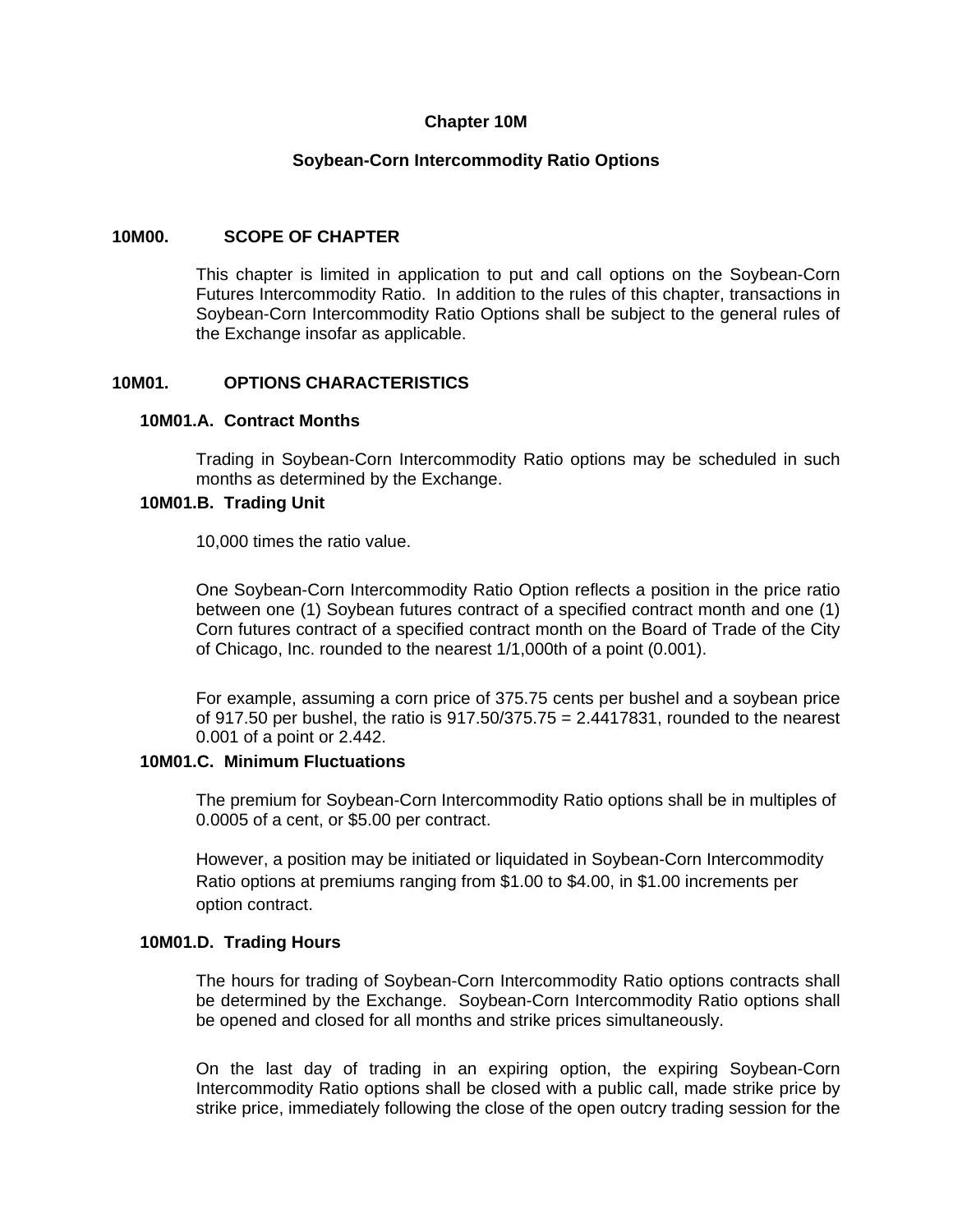# Chapter 10M

## Soybean-Corn Intercommodity Ratio Options

### 10M00. SCOPE OF CHAPTER

This chapter is limited in application to put and call options on the Soybean-Corn Futures Intercommodity Ratio. In addition to the rules of this chapter, transactions in Soybean-Corn Intercommodity Ratio Options shall be subject to the general rules of the Exchange insofar as applicable.

### 10M01. OPTIONS CHARACTERISTICS

#### 10M01.A. Contract Months

Trading in Soybean-Corn Intercommodity Ratio options may be scheduled in such months as determined by the Exchange.

#### 10M01.B. Trading Unit

10,000 times the ratio value.

One Soybean-Corn Intercommodity Ratio Option reflects a position in the price ratio between one (1) Soybean futures contract of a specified contract month and one (1) Corn futures contract of a specified contract month on the Board of Trade of the City of Chicago, Inc. rounded to the nearest 1/1,000th of a point (0.001).

For example, assuming a corn price of 375.75 cents per bushel and a soybean price of 917.50 per bushel, the ratio is 917.50/375.75 = 2.4417831, rounded to the nearest 0.001 of a point or 2.442.

#### 10M01.C. Minimum Fluctuations

The premium for Soybean-Corn Intercommodity Ratio options shall be in multiples of 0.0005 of a cent, or $5.00 per contract.

However, a position may be initiated or liquidated in Soybean-Corn Intercommodity Ratio options at premiums ranging from $1.00 to $4.00, in $1.00 increments per option contract.

#### 10M01.D. Trading Hours

The hours for trading of Soybean-Corn Intercommodity Ratio options contracts shall be determined by the Exchange. Soybean-Corn Intercommodity Ratio options shall be opened and closed for all months and strike prices simultaneously.

On the last day of trading in an expiring option, the expiring Soybean-Corn Intercommodity Ratio options shall be closed with a public call, made strike price by strike price, immediately following the close of the open outcry trading session for the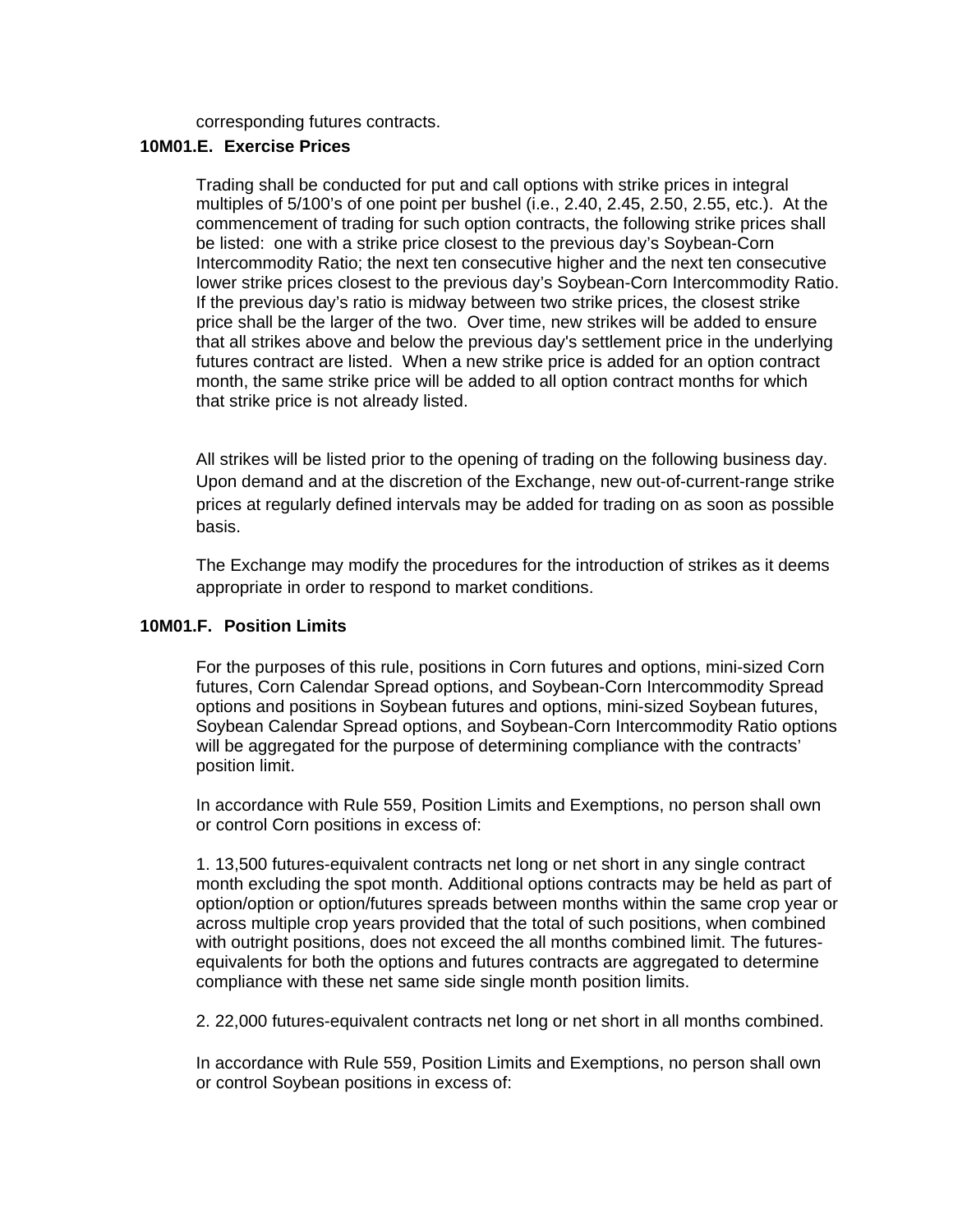corresponding futures contracts.

**10M01.E. Exercise Prices**

Trading shall be conducted for put and call options with strike prices in integral multiples of 5/100's of one point per bushel (i.e., 2.40, 2.45, 2.50, 2.55, etc.). At the commencement of trading for such option contracts, the following strike prices shall be listed: one with a strike price closest to the previous day's Soybean-Corn Intercommodity Ratio; the next ten consecutive higher and the next ten consecutive lower strike prices closest to the previous day's Soybean-Corn Intercommodity Ratio. If the previous day's ratio is midway between two strike prices, the closest strike price shall be the larger of the two. Over time, new strikes will be added to ensure that all strikes above and below the previous day's settlement price in the underlying futures contract are listed. When a new strike price is added for an option contract month, the same strike price will be added to all option contract months for which that strike price is not already listed.

All strikes will be listed prior to the opening of trading on the following business day. Upon demand and at the discretion of the Exchange, new out-of-current-range strike prices at regularly defined intervals may be added for trading on as soon as possible basis.

The Exchange may modify the procedures for the introduction of strikes as it deems appropriate in order to respond to market conditions.

**10M01.F. Position Limits**

For the purposes of this rule, positions in Corn futures and options, mini-sized Corn futures, Corn Calendar Spread options, and Soybean-Corn Intercommodity Spread options and positions in Soybean futures and options, mini-sized Soybean futures, Soybean Calendar Spread options, and Soybean-Corn Intercommodity Ratio options will be aggregated for the purpose of determining compliance with the contracts' position limit.

In accordance with Rule 559, Position Limits and Exemptions, no person shall own or control Corn positions in excess of:

1. 13,500 futures-equivalent contracts net long or net short in any single contract month excluding the spot month. Additional options contracts may be held as part of option/option or option/futures spreads between months within the same crop year or across multiple crop years provided that the total of such positions, when combined with outright positions, does not exceed the all months combined limit. The futures-equivalents for both the options and futures contracts are aggregated to determine compliance with these net same side single month position limits.

2. 22,000 futures-equivalent contracts net long or net short in all months combined.

In accordance with Rule 559, Position Limits and Exemptions, no person shall own or control Soybean positions in excess of: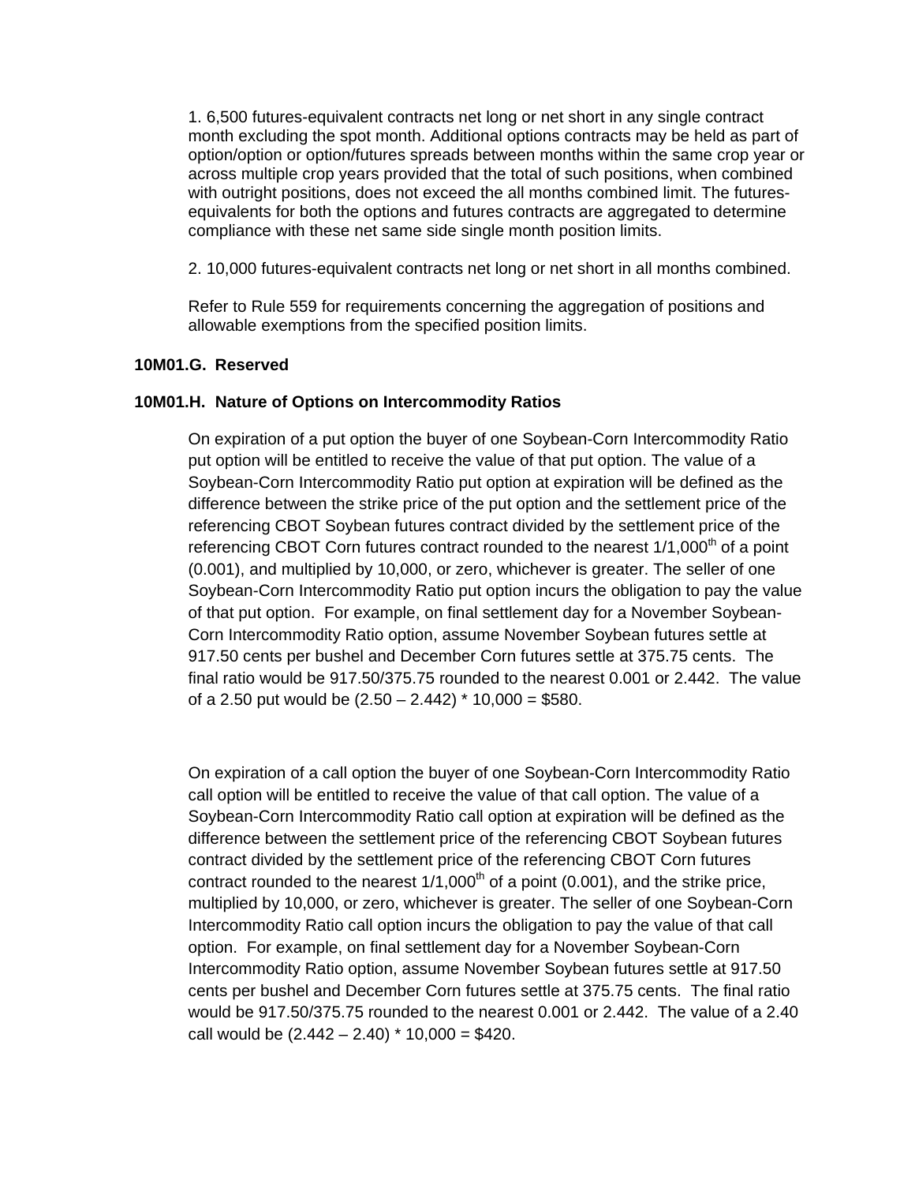1. 6,500 futures-equivalent contracts net long or net short in any single contract month excluding the spot month. Additional options contracts may be held as part of option/option or option/futures spreads between months within the same crop year or across multiple crop years provided that the total of such positions, when combined with outright positions, does not exceed the all months combined limit. The futures-equivalents for both the options and futures contracts are aggregated to determine compliance with these net same side single month position limits.

2. 10,000 futures-equivalent contracts net long or net short in all months combined.

Refer to Rule 559 for requirements concerning the aggregation of positions and allowable exemptions from the specified position limits.

**10M01.G. Reserved**

**10M01.H. Nature of Options on Intercommodity Ratios**

On expiration of a put option the buyer of one Soybean-Corn Intercommodity Ratio put option will be entitled to receive the value of that put option. The value of a Soybean-Corn Intercommodity Ratio put option at expiration will be defined as the difference between the strike price of the put option and the settlement price of the referencing CBOT Soybean futures contract divided by the settlement price of the referencing CBOT Corn futures contract rounded to the nearest 1/1,000th of a point (0.001), and multiplied by 10,000, or zero, whichever is greater. The seller of one Soybean-Corn Intercommodity Ratio put option incurs the obligation to pay the value of that put option. For example, on final settlement day for a November Soybean-Corn Intercommodity Ratio option, assume November Soybean futures settle at 917.50 cents per bushel and December Corn futures settle at 375.75 cents. The final ratio would be 917.50/375.75 rounded to the nearest 0.001 or 2.442. The value of a 2.50 put would be (2.50 – 2.442) * 10,000 = $580.

On expiration of a call option the buyer of one Soybean-Corn Intercommodity Ratio call option will be entitled to receive the value of that call option. The value of a Soybean-Corn Intercommodity Ratio call option at expiration will be defined as the difference between the settlement price of the referencing CBOT Soybean futures contract divided by the settlement price of the referencing CBOT Corn futures contract rounded to the nearest 1/1,000th of a point (0.001), and the strike price, multiplied by 10,000, or zero, whichever is greater. The seller of one Soybean-Corn Intercommodity Ratio call option incurs the obligation to pay the value of that call option. For example, on final settlement day for a November Soybean-Corn Intercommodity Ratio option, assume November Soybean futures settle at 917.50 cents per bushel and December Corn futures settle at 375.75 cents. The final ratio would be 917.50/375.75 rounded to the nearest 0.001 or 2.442. The value of a 2.40 call would be (2.442 – 2.40) * 10,000 = $420.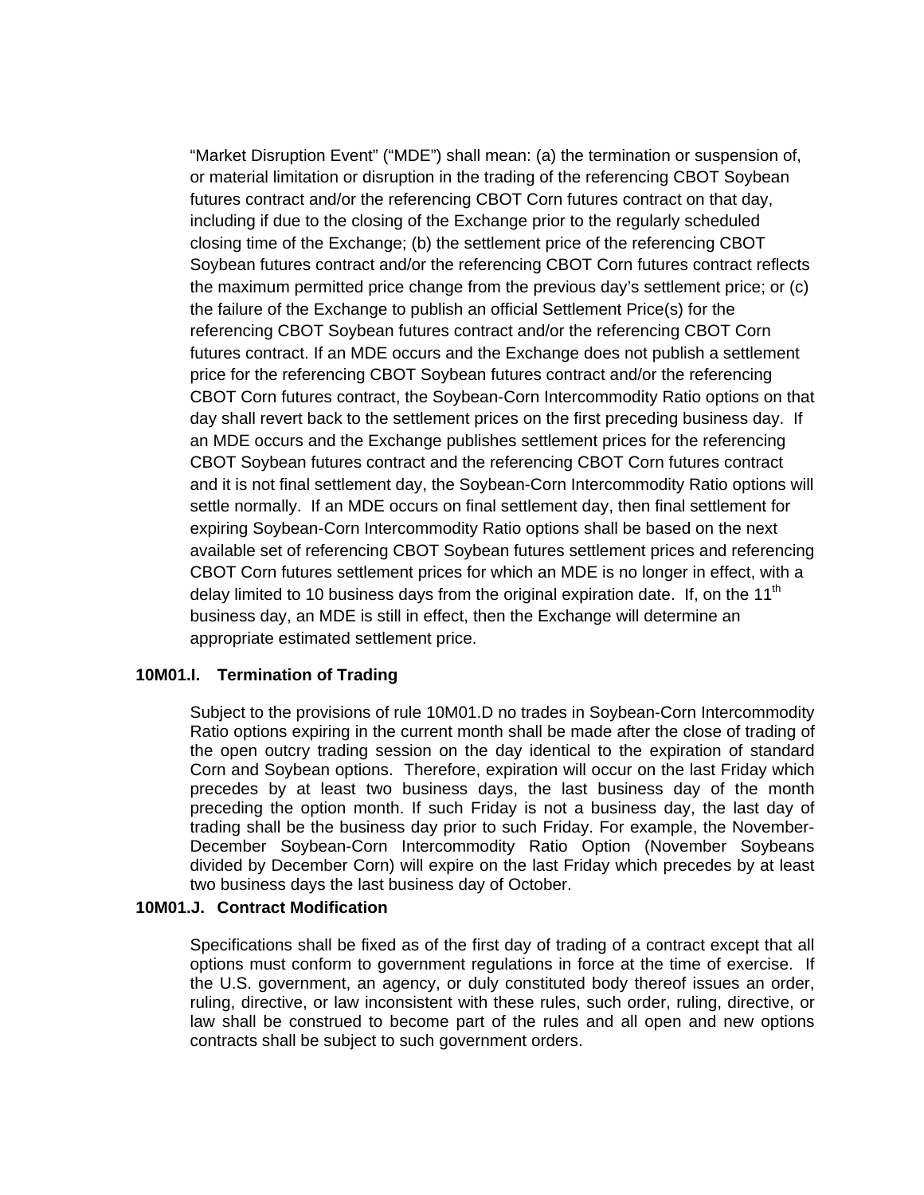"Market Disruption Event" ("MDE") shall mean: (a) the termination or suspension of, or material limitation or disruption in the trading of the referencing CBOT Soybean futures contract and/or the referencing CBOT Corn futures contract on that day, including if due to the closing of the Exchange prior to the regularly scheduled closing time of the Exchange; (b) the settlement price of the referencing CBOT Soybean futures contract and/or the referencing CBOT Corn futures contract reflects the maximum permitted price change from the previous day's settlement price; or (c) the failure of the Exchange to publish an official Settlement Price(s) for the referencing CBOT Soybean futures contract and/or the referencing CBOT Corn futures contract. If an MDE occurs and the Exchange does not publish a settlement price for the referencing CBOT Soybean futures contract and/or the referencing CBOT Corn futures contract, the Soybean-Corn Intercommodity Ratio options on that day shall revert back to the settlement prices on the first preceding business day. If an MDE occurs and the Exchange publishes settlement prices for the referencing CBOT Soybean futures contract and the referencing CBOT Corn futures contract and it is not final settlement day, the Soybean-Corn Intercommodity Ratio options will settle normally. If an MDE occurs on final settlement day, then final settlement for expiring Soybean-Corn Intercommodity Ratio options shall be based on the next available set of referencing CBOT Soybean futures settlement prices and referencing CBOT Corn futures settlement prices for which an MDE is no longer in effect, with a delay limited to 10 business days from the original expiration date. If, on the 11th business day, an MDE is still in effect, then the Exchange will determine an appropriate estimated settlement price.

### 10M01.I. Termination of Trading

Subject to the provisions of rule 10M01.D no trades in Soybean-Corn Intercommodity Ratio options expiring in the current month shall be made after the close of trading of the open outcry trading session on the day identical to the expiration of standard Corn and Soybean options. Therefore, expiration will occur on the last Friday which precedes by at least two business days, the last business day of the month preceding the option month. If such Friday is not a business day, the last day of trading shall be the business day prior to such Friday. For example, the November-December Soybean-Corn Intercommodity Ratio Option (November Soybeans divided by December Corn) will expire on the last Friday which precedes by at least two business days the last business day of October.

### 10M01.J. Contract Modification

Specifications shall be fixed as of the first day of trading of a contract except that all options must conform to government regulations in force at the time of exercise. If the U.S. government, an agency, or duly constituted body thereof issues an order, ruling, directive, or law inconsistent with these rules, such order, ruling, directive, or law shall be construed to become part of the rules and all open and new options contracts shall be subject to such government orders.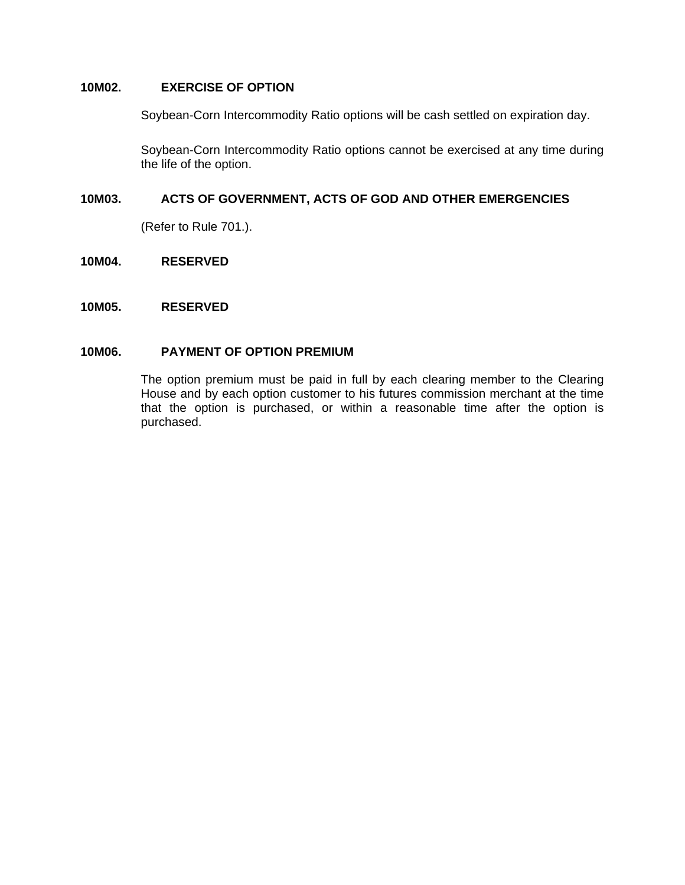**10M02. EXERCISE OF OPTION**

Soybean-Corn Intercommodity Ratio options will be cash settled on expiration day.

Soybean-Corn Intercommodity Ratio options cannot be exercised at any time during the life of the option.

**10M03. ACTS OF GOVERNMENT, ACTS OF GOD AND OTHER EMERGENCIES**

(Refer to Rule 701.).

**10M04. RESERVED**

**10M05. RESERVED**

**10M06. PAYMENT OF OPTION PREMIUM**

The option premium must be paid in full by each clearing member to the Clearing House and by each option customer to his futures commission merchant at the time that the option is purchased, or within a reasonable time after the option is purchased.